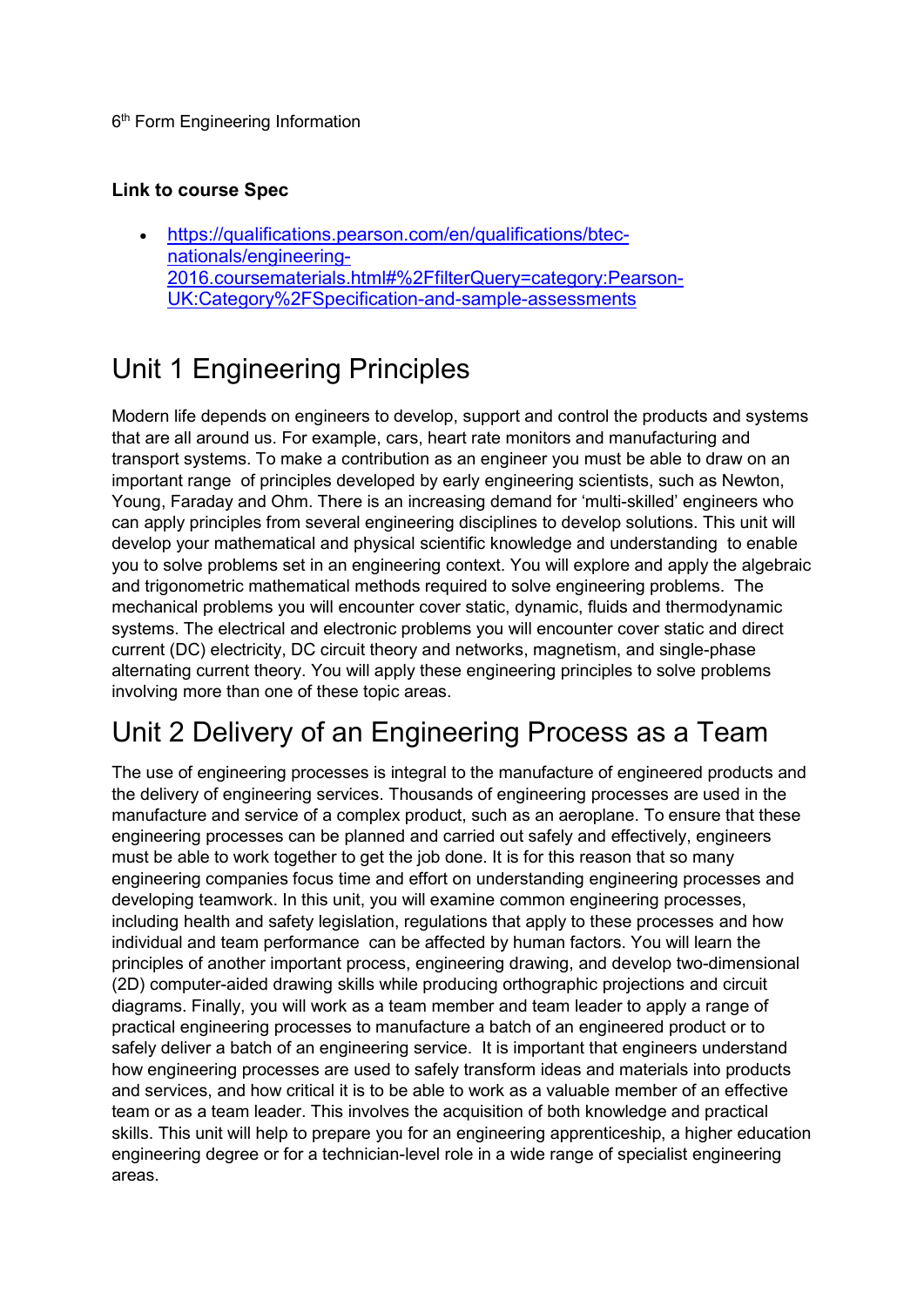6th Form Engineering Information

**Link to course Spec**

- [https://qualifications.pearson.com/en/qualifications/btec-nationals/engineering-2016.coursematerials.html#%2FfilterQuery=category:Pearson-UK:Category%2FSpecification-and-sample-assessments](https://qualifications.pearson.com/en/qualifications/btec-nationals/engineering-2016.coursematerials.html#%2FfilterQuery=category:Pearson-UK:Category%2FSpecification-and-sample-assessments)

# Unit 1 Engineering Principles

Modern life depends on engineers to develop, support and control the products and systems that are all around us. For example, cars, heart rate monitors and manufacturing and transport systems. To make a contribution as an engineer you must be able to draw on an important range of principles developed by early engineering scientists, such as Newton, Young, Faraday and Ohm. There is an increasing demand for 'multi-skilled' engineers who can apply principles from several engineering disciplines to develop solutions. This unit will develop your mathematical and physical scientific knowledge and understanding to enable you to solve problems set in an engineering context. You will explore and apply the algebraic and trigonometric mathematical methods required to solve engineering problems. The mechanical problems you will encounter cover static, dynamic, fluids and thermodynamic systems. The electrical and electronic problems you will encounter cover static and direct current (DC) electricity, DC circuit theory and networks, magnetism, and single-phase alternating current theory. You will apply these engineering principles to solve problems involving more than one of these topic areas.

# Unit 2 Delivery of an Engineering Process as a Team

The use of engineering processes is integral to the manufacture of engineered products and the delivery of engineering services. Thousands of engineering processes are used in the manufacture and service of a complex product, such as an aeroplane. To ensure that these engineering processes can be planned and carried out safely and effectively, engineers must be able to work together to get the job done. It is for this reason that so many engineering companies focus time and effort on understanding engineering processes and developing teamwork. In this unit, you will examine common engineering processes, including health and safety legislation, regulations that apply to these processes and how individual and team performance can be affected by human factors. You will learn the principles of another important process, engineering drawing, and develop two-dimensional (2D) computer-aided drawing skills while producing orthographic projections and circuit diagrams. Finally, you will work as a team member and team leader to apply a range of practical engineering processes to manufacture a batch of an engineered product or to safely deliver a batch of an engineering service. It is important that engineers understand how engineering processes are used to safely transform ideas and materials into products and services, and how critical it is to be able to work as a valuable member of an effective team or as a team leader. This involves the acquisition of both knowledge and practical skills. This unit will help to prepare you for an engineering apprenticeship, a higher education engineering degree or for a technician-level role in a wide range of specialist engineering areas.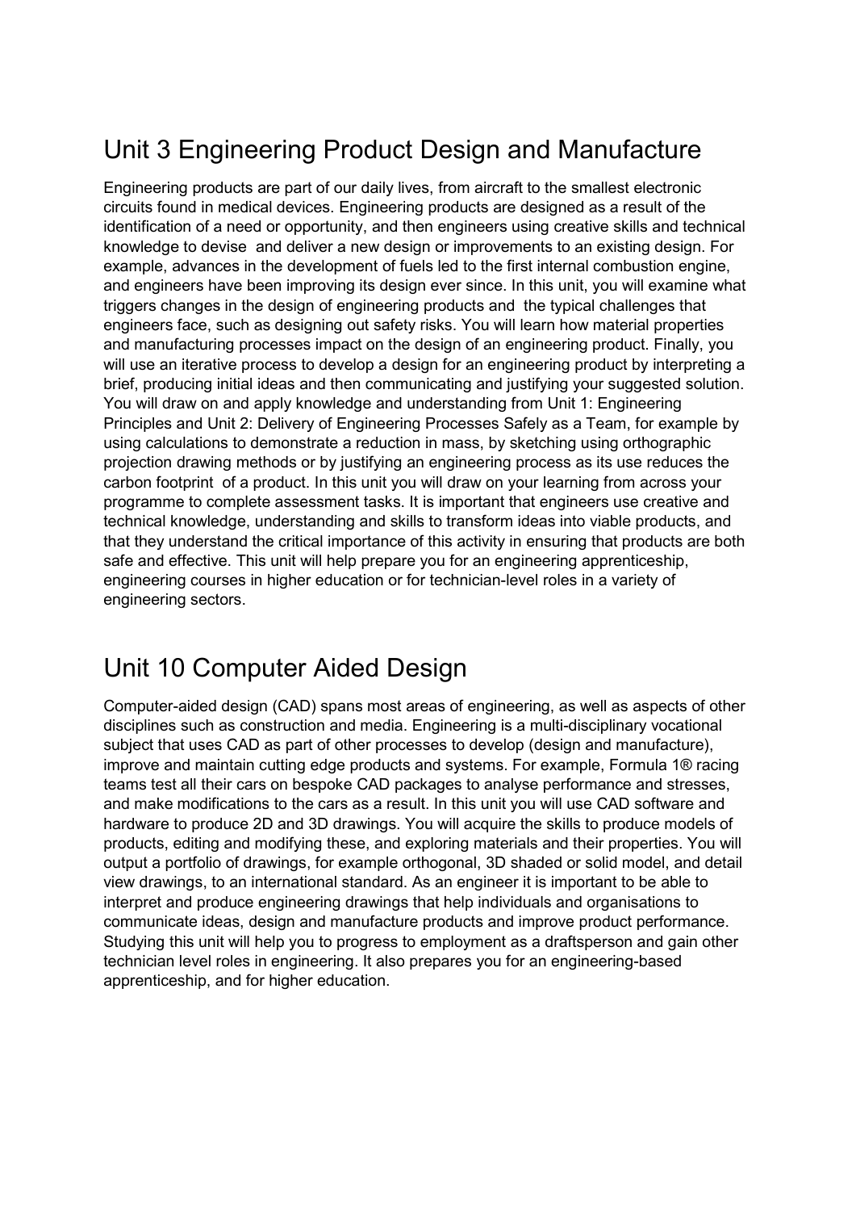## Unit 3 Engineering Product Design and Manufacture

Engineering products are part of our daily lives, from aircraft to the smallest electronic circuits found in medical devices. Engineering products are designed as a result of the identification of a need or opportunity, and then engineers using creative skills and technical knowledge to devise and deliver a new design or improvements to an existing design. For example, advances in the development of fuels led to the first internal combustion engine, and engineers have been improving its design ever since. In this unit, you will examine what triggers changes in the design of engineering products and the typical challenges that engineers face, such as designing out safety risks. You will learn how material properties and manufacturing processes impact on the design of an engineering product. Finally, you will use an iterative process to develop a design for an engineering product by interpreting a brief, producing initial ideas and then communicating and justifying your suggested solution. You will draw on and apply knowledge and understanding from Unit 1: Engineering Principles and Unit 2: Delivery of Engineering Processes Safely as a Team, for example by using calculations to demonstrate a reduction in mass, by sketching using orthographic projection drawing methods or by justifying an engineering process as its use reduces the carbon footprint of a product. In this unit you will draw on your learning from across your programme to complete assessment tasks. It is important that engineers use creative and technical knowledge, understanding and skills to transform ideas into viable products, and that they understand the critical importance of this activity in ensuring that products are both safe and effective. This unit will help prepare you for an engineering apprenticeship, engineering courses in higher education or for technician-level roles in a variety of engineering sectors.

## Unit 10 Computer Aided Design

Computer-aided design (CAD) spans most areas of engineering, as well as aspects of other disciplines such as construction and media. Engineering is a multi-disciplinary vocational subject that uses CAD as part of other processes to develop (design and manufacture), improve and maintain cutting edge products and systems. For example, Formula 1® racing teams test all their cars on bespoke CAD packages to analyse performance and stresses, and make modifications to the cars as a result. In this unit you will use CAD software and hardware to produce 2D and 3D drawings. You will acquire the skills to produce models of products, editing and modifying these, and exploring materials and their properties. You will output a portfolio of drawings, for example orthogonal, 3D shaded or solid model, and detail view drawings, to an international standard. As an engineer it is important to be able to interpret and produce engineering drawings that help individuals and organisations to communicate ideas, design and manufacture products and improve product performance. Studying this unit will help you to progress to employment as a draftsperson and gain other technician level roles in engineering. It also prepares you for an engineering-based apprenticeship, and for higher education.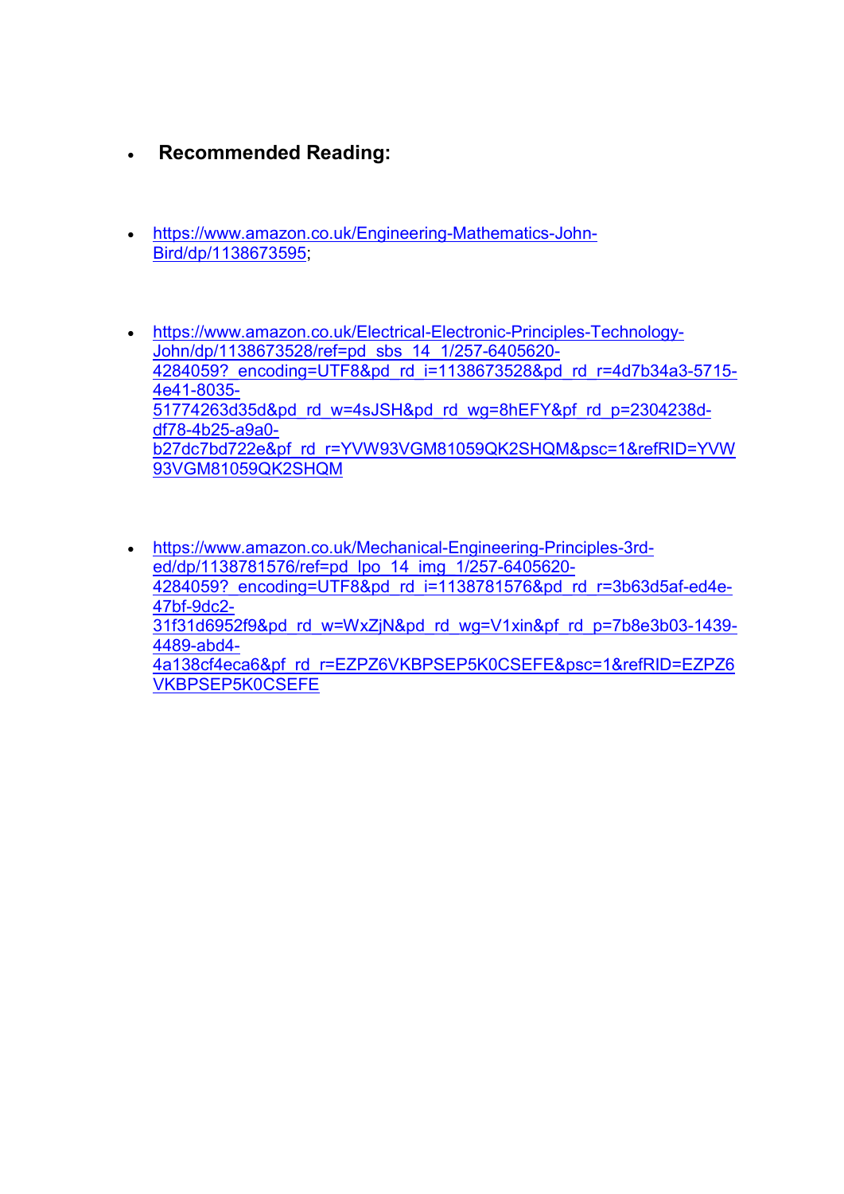- **Recommended Reading:**

- https://www.amazon.co.uk/Engineering-Mathematics-John-Bird/dp/1138673595;

- https://www.amazon.co.uk/Electrical-Electronic-Principles-Technology-John/dp/1138673528/ref=pd_sbs_14_1/257-6405620-4284059?_encoding=UTF8&pd_rd_i=1138673528&pd_rd_r=4d7b34a3-5715-4e41-8035-51774263d35d&pd_rd_w=4sJSH&pd_rd_wg=8hEFY&pf_rd_p=2304238d-df78-4b25-a9a0-b27dc7bd722e&pf_rd_r=YVW93VGM81059QK2SHQM&psc=1&refRID=YVW93VGM81059QK2SHQM

- https://www.amazon.co.uk/Mechanical-Engineering-Principles-3rd-ed/dp/1138781576/ref=pd_lpo_14_img_1/257-6405620-4284059?_encoding=UTF8&pd_rd_i=1138781576&pd_rd_r=3b63d5af-ed4e-47bf-9dc2-31f31d6952f9&pd_rd_w=WxZjN&pd_rd_wg=V1xin&pf_rd_p=7b8e3b03-1439-4489-abd4-4a138cf4eca6&pf_rd_r=EZPZ6VKBPSEP5K0CSEFE&psc=1&refRID=EZPZ6VKBPSEP5K0CSEFE